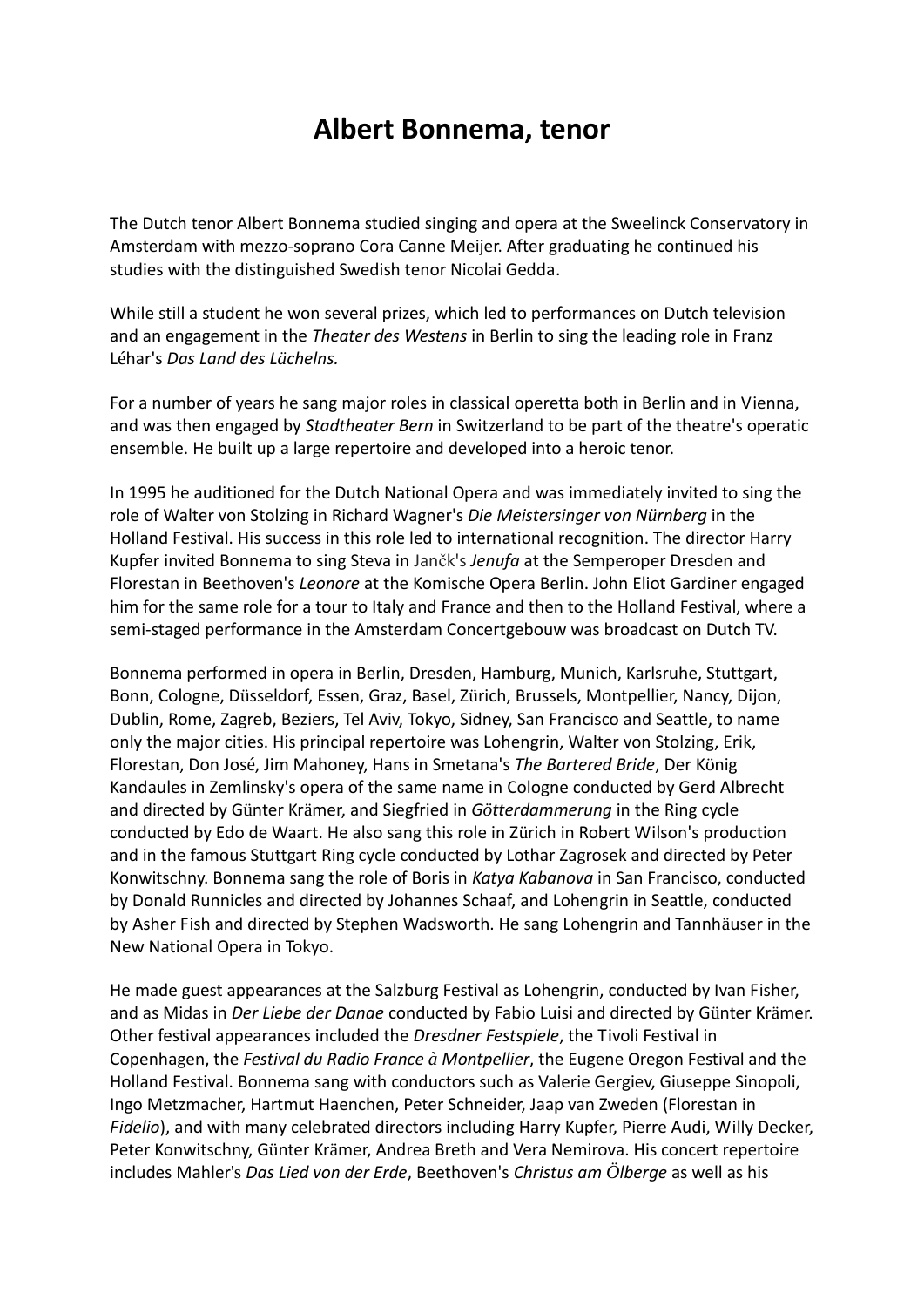# Albert Bonnema, tenor

The Dutch tenor Albert Bonnema studied singing and opera at the Sweelinck Conservatory in Amsterdam with mezzo-soprano Cora Canne Meijer. After graduating he continued his studies with the distinguished Swedish tenor Nicolai Gedda.

While still a student he won several prizes, which led to performances on Dutch television and an engagement in the *Theater des Westens* in Berlin to sing the leading role in Franz Léhar's *Das Land des Lächelns.*

For a number of years he sang major roles in classical operetta both in Berlin and in Vienna, and was then engaged by *Stadtheater Bern* in Switzerland to be part of the theatre's operatic ensemble. He built up a large repertoire and developed into a heroic tenor.

In 1995 he auditioned for the Dutch National Opera and was immediately invited to sing the role of Walter von Stolzing in Richard Wagner's *Die Meistersinger von Nürnberg* in the Holland Festival. His success in this role led to international recognition. The director Harry Kupfer invited Bonnema to sing Steva in Jančk's *Jenufa* at the Semperoper Dresden and Florestan in Beethoven's *Leonore* at the Komische Opera Berlin. John Eliot Gardiner engaged him for the same role for a tour to Italy and France and then to the Holland Festival, where a semi-staged performance in the Amsterdam Concertgebouw was broadcast on Dutch TV.

Bonnema performed in opera in Berlin, Dresden, Hamburg, Munich, Karlsruhe, Stuttgart, Bonn, Cologne, Düsseldorf, Essen, Graz, Basel, Zürich, Brussels, Montpellier, Nancy, Dijon, Dublin, Rome, Zagreb, Beziers, Tel Aviv, Tokyo, Sidney, San Francisco and Seattle, to name only the major cities. His principal repertoire was Lohengrin, Walter von Stolzing, Erik, Florestan, Don José, Jim Mahoney, Hans in Smetana's *The Bartered Bride*, Der König Kandaules in Zemlinsky's opera of the same name in Cologne conducted by Gerd Albrecht and directed by Günter Krämer, and Siegfried in *Götterdammerung* in the Ring cycle conducted by Edo de Waart. He also sang this role in Zürich in Robert Wilson's production and in the famous Stuttgart Ring cycle conducted by Lothar Zagrosek and directed by Peter Konwitschny. Bonnema sang the role of Boris in *Katya Kabanova* in San Francisco, conducted by Donald Runnicles and directed by Johannes Schaaf, and Lohengrin in Seattle, conducted by Asher Fish and directed by Stephen Wadsworth. He sang Lohengrin and Tannhäuser in the New National Opera in Tokyo.

He made guest appearances at the Salzburg Festival as Lohengrin, conducted by Ivan Fisher, and as Midas in *Der Liebe der Danae* conducted by Fabio Luisi and directed by Günter Krämer. Other festival appearances included the *Dresdner Festspiele*, the Tivoli Festival in Copenhagen, the *Festival du Radio France à Montpellier*, the Eugene Oregon Festival and the Holland Festival. Bonnema sang with conductors such as Valerie Gergiev, Giuseppe Sinopoli, Ingo Metzmacher, Hartmut Haenchen, Peter Schneider, Jaap van Zweden (Florestan in *Fidelio*), and with many celebrated directors including Harry Kupfer, Pierre Audi, Willy Decker, Peter Konwitschny, Günter Krämer, Andrea Breth and Vera Nemirova. His concert repertoire includes Mahler's *Das Lied von der Erde*, Beethoven's *Christus am Ölberge* as well as his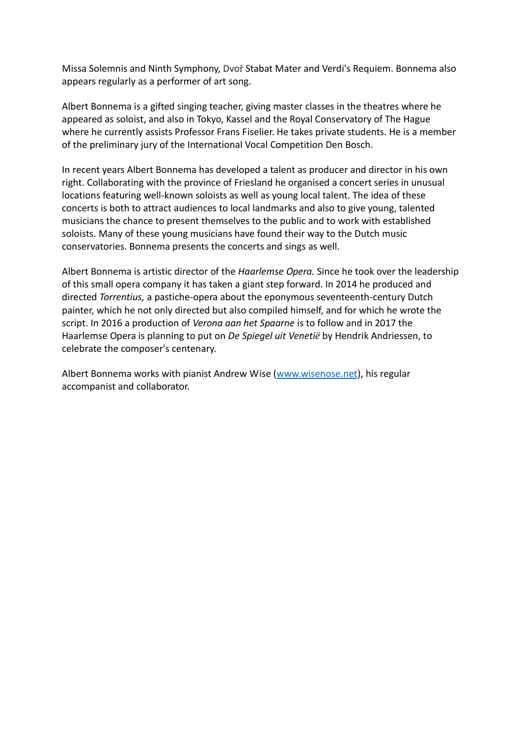Missa Solemnis and Ninth Symphony, Dvoř Stabat Mater and Verdi's Requiem. Bonnema also appears regularly as a performer of art song.

Albert Bonnema is a gifted singing teacher, giving master classes in the theatres where he appeared as soloist, and also in Tokyo, Kassel and the Royal Conservatory of The Hague where he currently assists Professor Frans Fiselier. He takes private students. He is a member of the preliminary jury of the International Vocal Competition Den Bosch.

In recent years Albert Bonnema has developed a talent as producer and director in his own right. Collaborating with the province of Friesland he organised a concert series in unusual locations featuring well-known soloists as well as young local talent. The idea of these concerts is both to attract audiences to local landmarks and also to give young, talented musicians the chance to present themselves to the public and to work with established soloists. Many of these young musicians have found their way to the Dutch music conservatories. Bonnema presents the concerts and sings as well.

Albert Bonnema is artistic director of the *Haarlemse Opera.* Since he took over the leadership of this small opera company it has taken a giant step forward. In 2014 he produced and directed *Torrentius,* a pastiche-opera about the eponymous seventeenth-century Dutch painter, which he not only directed but also compiled himself, and for which he wrote the script. In 2016 a production of *Verona aan het Spaarne* is to follow and in 2017 the Haarlemse Opera is planning to put on *De Spiegel uit Venetië* by Hendrik Andriessen, to celebrate the composer's centenary.

Albert Bonnema works with pianist Andrew Wise ([www.wisenose.net](http://www.wisenose.net)), his regular accompanist and collaborator.